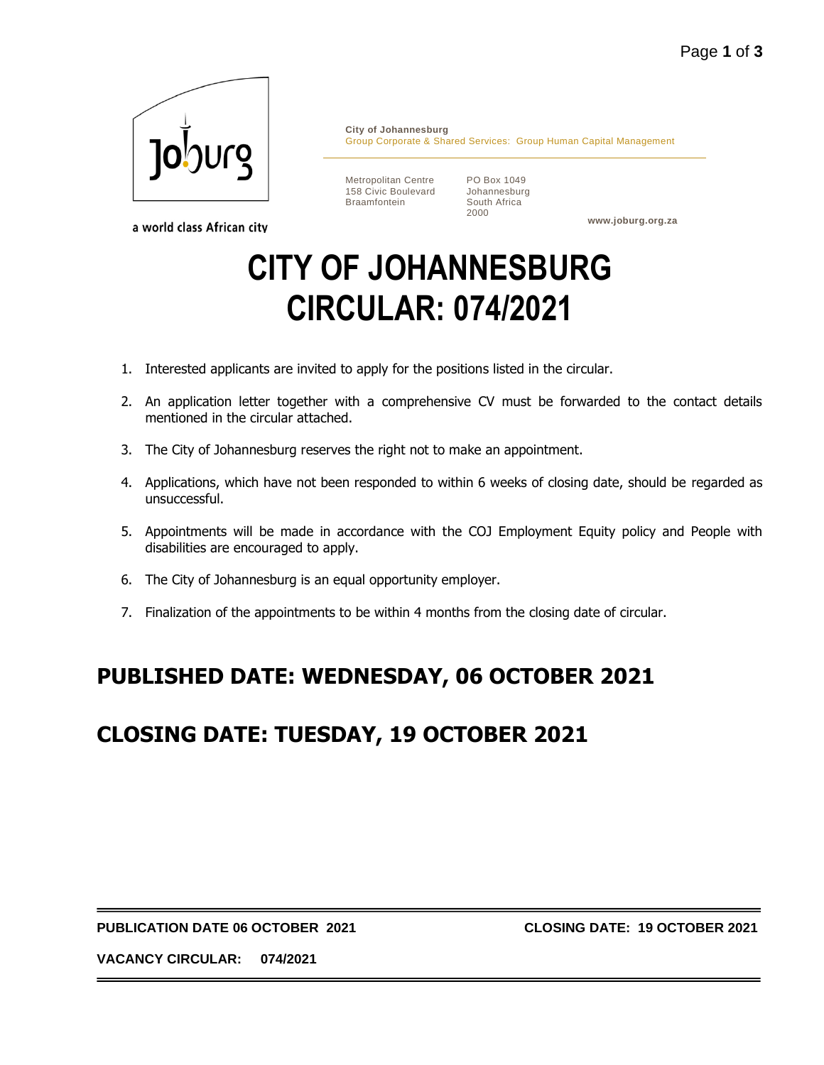a world class African city

**City of Johannesburg**
Group Corporate & Shared Services: Group Human Capital Management

Metropolitan Centre
158 Civic Boulevard
Braamfontein

PO Box 1049
Johannesburg
South Africa
2000

**www.joburg.org.za**

# CITY OF JOHANNESBURG
# CIRCULAR: 074/2021

1. Interested applicants are invited to apply for the positions listed in the circular.
2. An application letter together with a comprehensive CV must be forwarded to the contact details mentioned in the circular attached.
3. The City of Johannesburg reserves the right not to make an appointment.
4. Applications, which have not been responded to within 6 weeks of closing date, should be regarded as unsuccessful.
5. Appointments will be made in accordance with the COJ Employment Equity policy and People with disabilities are encouraged to apply.
6. The City of Johannesburg is an equal opportunity employer.
7. Finalization of the appointments to be within 4 months from the closing date of circular.

## PUBLISHED DATE: WEDNESDAY, 06 OCTOBER 2021

## CLOSING DATE: TUESDAY, 19 OCTOBER 2021

---

**PUBLICATION DATE 06 OCTOBER 2021** **CLOSING DATE: 19 OCTOBER 2021**

**VACANCY CIRCULAR: 074/2021**

---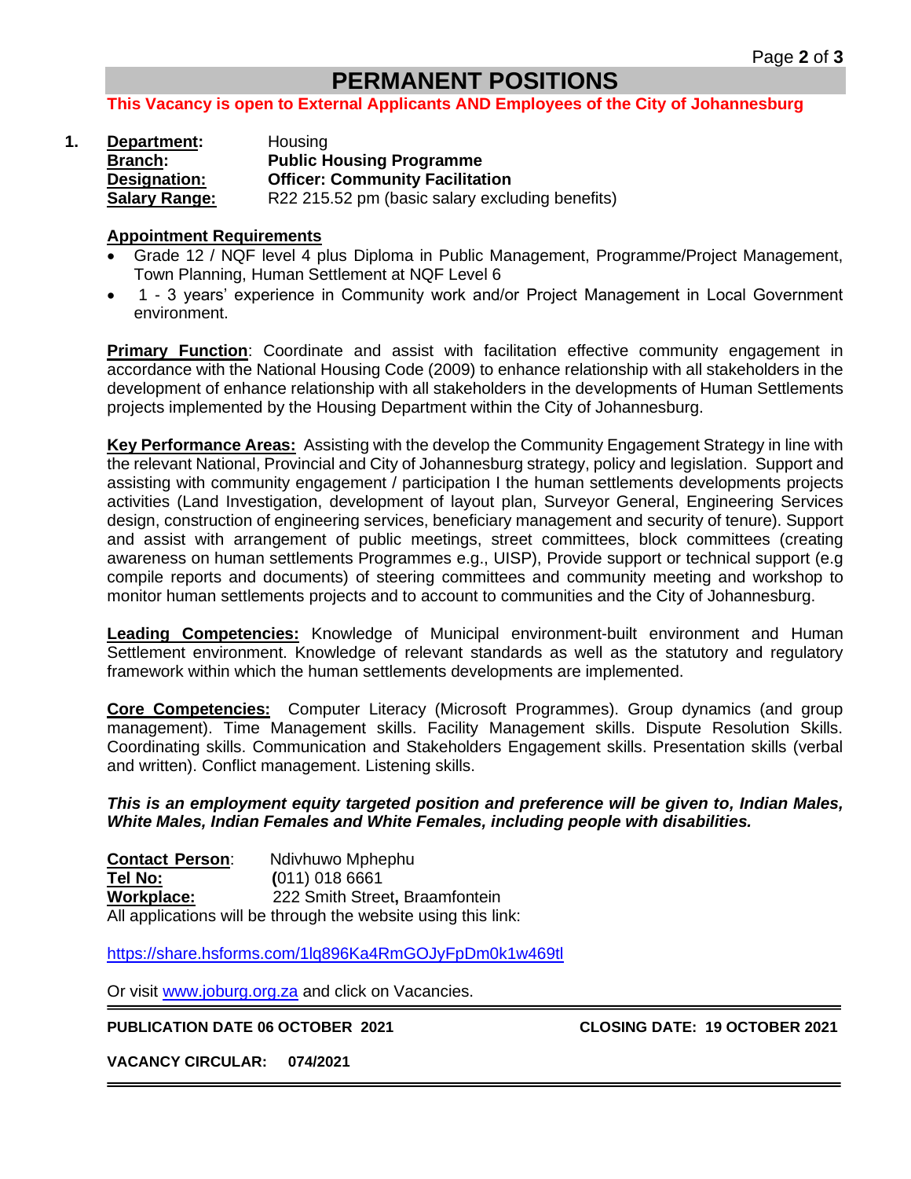# PERMANENT POSITIONS

**This Vacancy is open to External Applicants AND Employees of the City of Johannesburg**

**1.**

**Department:** Housing
**Branch:** **Public Housing Programme**
**Designation:** **Officer: Community Facilitation**
**Salary Range:** R22 215.52 pm (basic salary excluding benefits)

**Appointment Requirements**

- Grade 12 / NQF level 4 plus Diploma in Public Management, Programme/Project Management, Town Planning, Human Settlement at NQF Level 6
- 1 - 3 years' experience in Community work and/or Project Management in Local Government environment.

**Primary Function**: Coordinate and assist with facilitation effective community engagement in accordance with the National Housing Code (2009) to enhance relationship with all stakeholders in the development of enhance relationship with all stakeholders in the developments of Human Settlements projects implemented by the Housing Department within the City of Johannesburg.

**Key Performance Areas:** Assisting with the develop the Community Engagement Strategy in line with the relevant National, Provincial and City of Johannesburg strategy, policy and legislation. Support and assisting with community engagement / participation I the human settlements developments projects activities (Land Investigation, development of layout plan, Surveyor General, Engineering Services design, construction of engineering services, beneficiary management and security of tenure). Support and assist with arrangement of public meetings, street committees, block committees (creating awareness on human settlements Programmes e.g., UISP), Provide support or technical support (e.g compile reports and documents) of steering committees and community meeting and workshop to monitor human settlements projects and to account to communities and the City of Johannesburg.

**Leading Competencies:** Knowledge of Municipal environment-built environment and Human Settlement environment. Knowledge of relevant standards as well as the statutory and regulatory framework within which the human settlements developments are implemented.

**Core Competencies:** Computer Literacy (Microsoft Programmes). Group dynamics (and group management). Time Management skills. Facility Management skills. Dispute Resolution Skills. Coordinating skills. Communication and Stakeholders Engagement skills. Presentation skills (verbal and written). Conflict management. Listening skills.

***This is an employment equity targeted position and preference will be given to, Indian Males, White Males, Indian Females and White Females, including people with disabilities.***

**Contact Person**: Ndivhuwo Mphephu
**Tel No:** (011) 018 6661
**Workplace:** 222 Smith Street, Braamfontein
All applications will be through the website using this link:

https://share.hsforms.com/1lq896Ka4RmGOJyFpDm0k1w469tl

Or visit www.joburg.org.za and click on Vacancies.

**PUBLICATION DATE 06 OCTOBER 2021** **CLOSING DATE: 19 OCTOBER 2021**

**VACANCY CIRCULAR: 074/2021**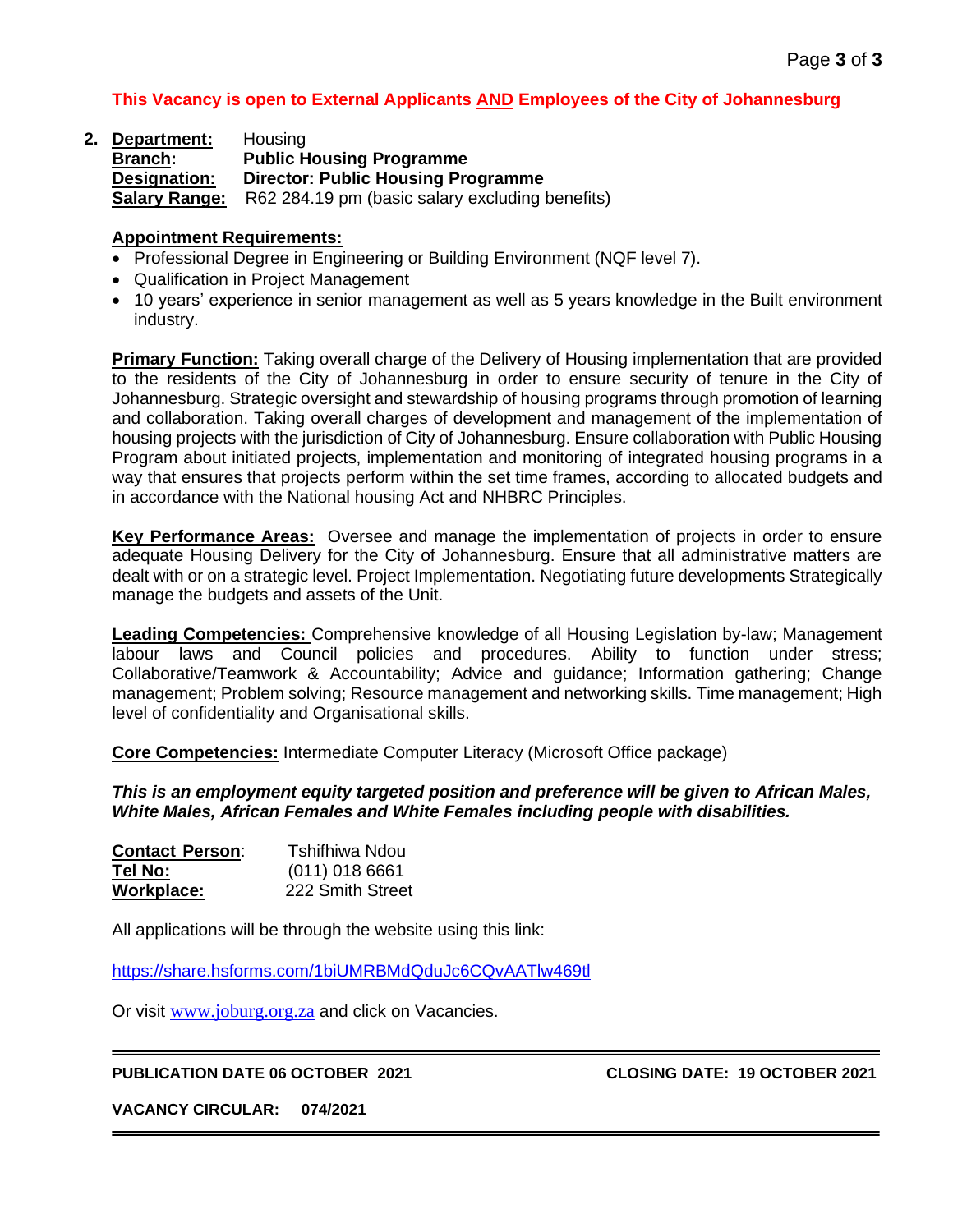**This Vacancy is open to External Applicants <u>AND</u> Employees of the City of Johannesburg**

2. **<u>Department:</u>** Housing
   **<u>Branch:</u>** **Public Housing Programme**
   **<u>Designation:</u>** **Director: Public Housing Programme**
   **<u>Salary Range:</u>** R62 284.19 pm (basic salary excluding benefits)

**<u>Appointment Requirements:</u>**

- Professional Degree in Engineering or Building Environment (NQF level 7).
- Qualification in Project Management
- 10 years' experience in senior management as well as 5 years knowledge in the Built environment industry.

**<u>Primary Function:</u>** Taking overall charge of the Delivery of Housing implementation that are provided to the residents of the City of Johannesburg in order to ensure security of tenure in the City of Johannesburg. Strategic oversight and stewardship of housing programs through promotion of learning and collaboration. Taking overall charges of development and management of the implementation of housing projects with the jurisdiction of City of Johannesburg. Ensure collaboration with Public Housing Program about initiated projects, implementation and monitoring of integrated housing programs in a way that ensures that projects perform within the set time frames, according to allocated budgets and in accordance with the National housing Act and NHBRC Principles.

**<u>Key Performance Areas:</u>** Oversee and manage the implementation of projects in order to ensure adequate Housing Delivery for the City of Johannesburg. Ensure that all administrative matters are dealt with or on a strategic level. Project Implementation. Negotiating future developments Strategically manage the budgets and assets of the Unit.

**<u>Leading Competencies:</u>** Comprehensive knowledge of all Housing Legislation by-law; Management labour laws and Council policies and procedures. Ability to function under stress; Collaborative/Teamwork & Accountability; Advice and guidance; Information gathering; Change management; Problem solving; Resource management and networking skills. Time management; High level of confidentiality and Organisational skills.

**<u>Core Competencies:</u>** Intermediate Computer Literacy (Microsoft Office package)

***This is an employment equity targeted position and preference will be given to African Males, White Males, African Females and White Females including people with disabilities.***

**<u>Contact Person</u>**: Tshifhiwa Ndou
**<u>Tel No:</u>** (011) 018 6661
**<u>Workplace:</u>** 222 Smith Street

All applications will be through the website using this link:

https://share.hsforms.com/1biUMRBMdQduJc6CQvAATlw469tl

Or visit www.joburg.org.za and click on Vacancies.

---

**PUBLICATION DATE 06 OCTOBER 2021** **CLOSING DATE: 19 OCTOBER 2021**

**VACANCY CIRCULAR: 074/2021**

---